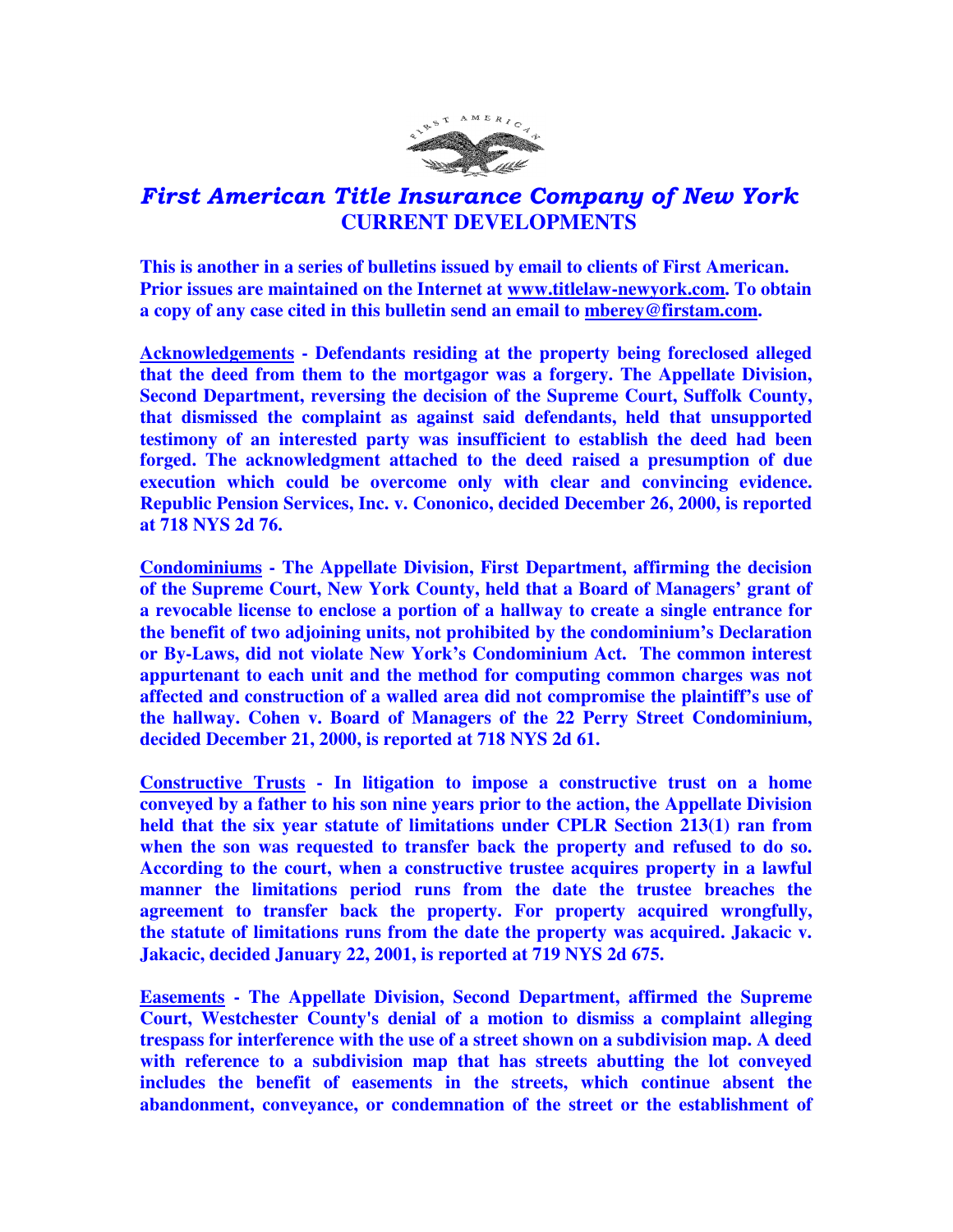# *First American Title Insurance Company of New York*

## CURRENT DEVELOPMENTS

**This is another in a series of bulletins issued by email to clients of First American. Prior issues are maintained on the Internet at www.titlelaw-newyork.com. To obtain a copy of any case cited in this bulletin send an email to mberey@firstam.com.**

**Acknowledgements - Defendants residing at the property being foreclosed alleged that the deed from them to the mortgagor was a forgery. The Appellate Division, Second Department, reversing the decision of the Supreme Court, Suffolk County, that dismissed the complaint as against said defendants, held that unsupported testimony of an interested party was insufficient to establish the deed had been forged. The acknowledgment attached to the deed raised a presumption of due execution which could be overcome only with clear and convincing evidence. Republic Pension Services, Inc. v. Cononico, decided December 26, 2000, is reported at 718 NYS 2d 76.**

**Condominiums - The Appellate Division, First Department, affirming the decision of the Supreme Court, New York County, held that a Board of Managers' grant of a revocable license to enclose a portion of a hallway to create a single entrance for the benefit of two adjoining units, not prohibited by the condominium's Declaration or By-Laws, did not violate New York's Condominium Act. The common interest appurtenant to each unit and the method for computing common charges was not affected and construction of a walled area did not compromise the plaintiff's use of the hallway. Cohen v. Board of Managers of the 22 Perry Street Condominium, decided December 21, 2000, is reported at 718 NYS 2d 61.**

**Constructive Trusts - In litigation to impose a constructive trust on a home conveyed by a father to his son nine years prior to the action, the Appellate Division held that the six year statute of limitations under CPLR Section 213(1) ran from when the son was requested to transfer back the property and refused to do so. According to the court, when a constructive trustee acquires property in a lawful manner the limitations period runs from the date the trustee breaches the agreement to transfer back the property. For property acquired wrongfully, the statute of limitations runs from the date the property was acquired. Jakacic v. Jakacic, decided January 22, 2001, is reported at 719 NYS 2d 675.**

**Easements - The Appellate Division, Second Department, affirmed the Supreme Court, Westchester County's denial of a motion to dismiss a complaint alleging trespass for interference with the use of a street shown on a subdivision map. A deed with reference to a subdivision map that has streets abutting the lot conveyed includes the benefit of easements in the streets, which continue absent the abandonment, conveyance, or condemnation of the street or the establishment of**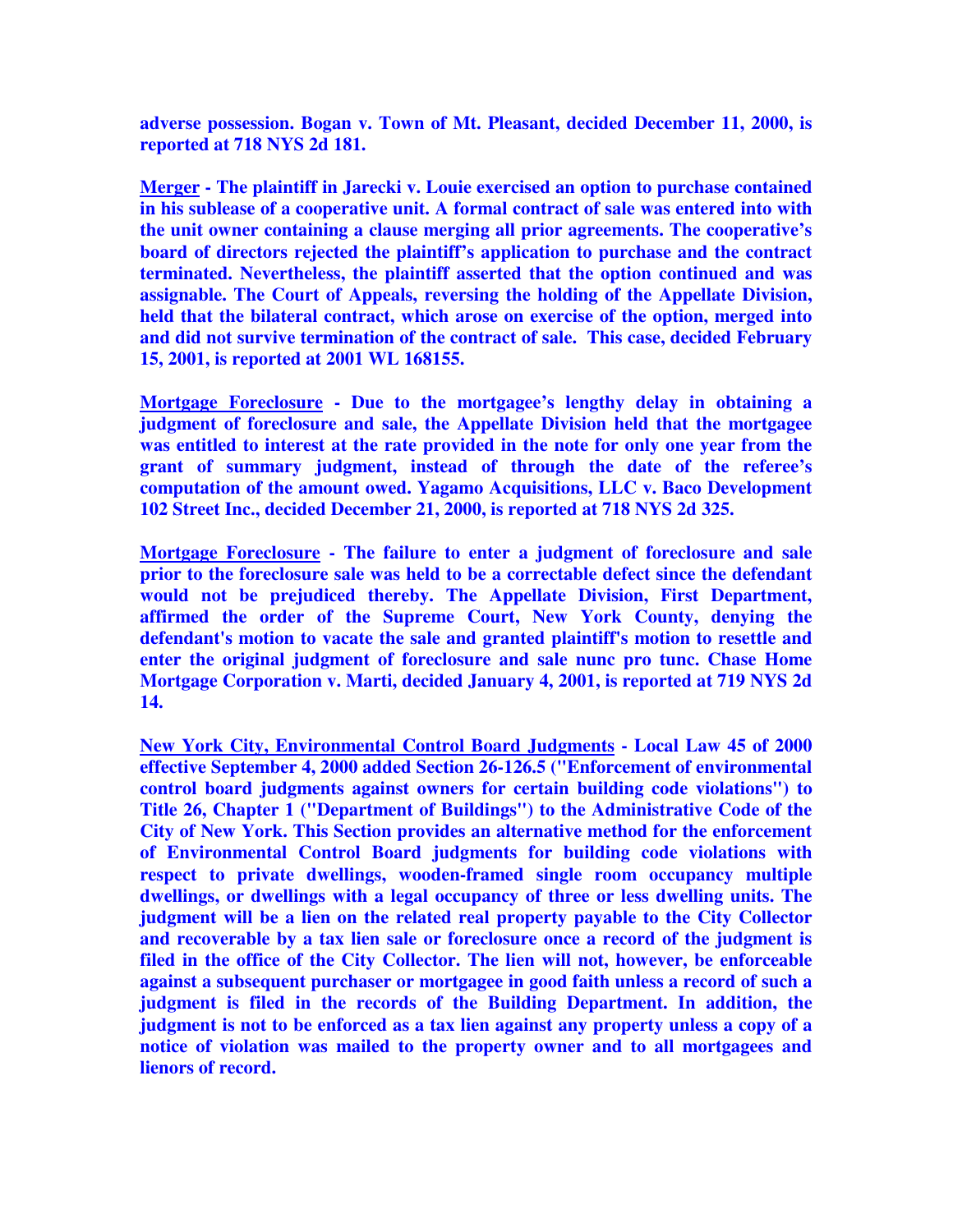**adverse possession. Bogan v. Town of Mt. Pleasant, decided December 11, 2000, is reported at 718 NYS 2d 181.**

**<u>Merger</u> - The plaintiff in Jarecki v. Louie exercised an option to purchase contained in his sublease of a cooperative unit. A formal contract of sale was entered into with the unit owner containing a clause merging all prior agreements. The cooperative's board of directors rejected the plaintiff's application to purchase and the contract terminated. Nevertheless, the plaintiff asserted that the option continued and was assignable. The Court of Appeals, reversing the holding of the Appellate Division, held that the bilateral contract, which arose on exercise of the option, merged into and did not survive termination of the contract of sale. This case, decided February 15, 2001, is reported at 2001 WL 168155.**

**<u>Mortgage Foreclosure</u> - Due to the mortgagee's lengthy delay in obtaining a judgment of foreclosure and sale, the Appellate Division held that the mortgagee was entitled to interest at the rate provided in the note for only one year from the grant of summary judgment, instead of through the date of the referee's computation of the amount owed. Yagamo Acquisitions, LLC v. Baco Development 102 Street Inc., decided December 21, 2000, is reported at 718 NYS 2d 325.**

**<u>Mortgage Foreclosure</u> - The failure to enter a judgment of foreclosure and sale prior to the foreclosure sale was held to be a correctable defect since the defendant would not be prejudiced thereby. The Appellate Division, First Department, affirmed the order of the Supreme Court, New York County, denying the defendant's motion to vacate the sale and granted plaintiff's motion to resettle and enter the original judgment of foreclosure and sale nunc pro tunc. Chase Home Mortgage Corporation v. Marti, decided January 4, 2001, is reported at 719 NYS 2d 14.**

**<u>New York City, Environmental Control Board Judgments</u> - Local Law 45 of 2000 effective September 4, 2000 added Section 26-126.5 ("Enforcement of environmental control board judgments against owners for certain building code violations") to Title 26, Chapter 1 ("Department of Buildings") to the Administrative Code of the City of New York. This Section provides an alternative method for the enforcement of Environmental Control Board judgments for building code violations with respect to private dwellings, wooden-framed single room occupancy multiple dwellings, or dwellings with a legal occupancy of three or less dwelling units. The judgment will be a lien on the related real property payable to the City Collector and recoverable by a tax lien sale or foreclosure once a record of the judgment is filed in the office of the City Collector. The lien will not, however, be enforceable against a subsequent purchaser or mortgagee in good faith unless a record of such a judgment is filed in the records of the Building Department. In addition, the judgment is not to be enforced as a tax lien against any property unless a copy of a notice of violation was mailed to the property owner and to all mortgagees and lienors of record.**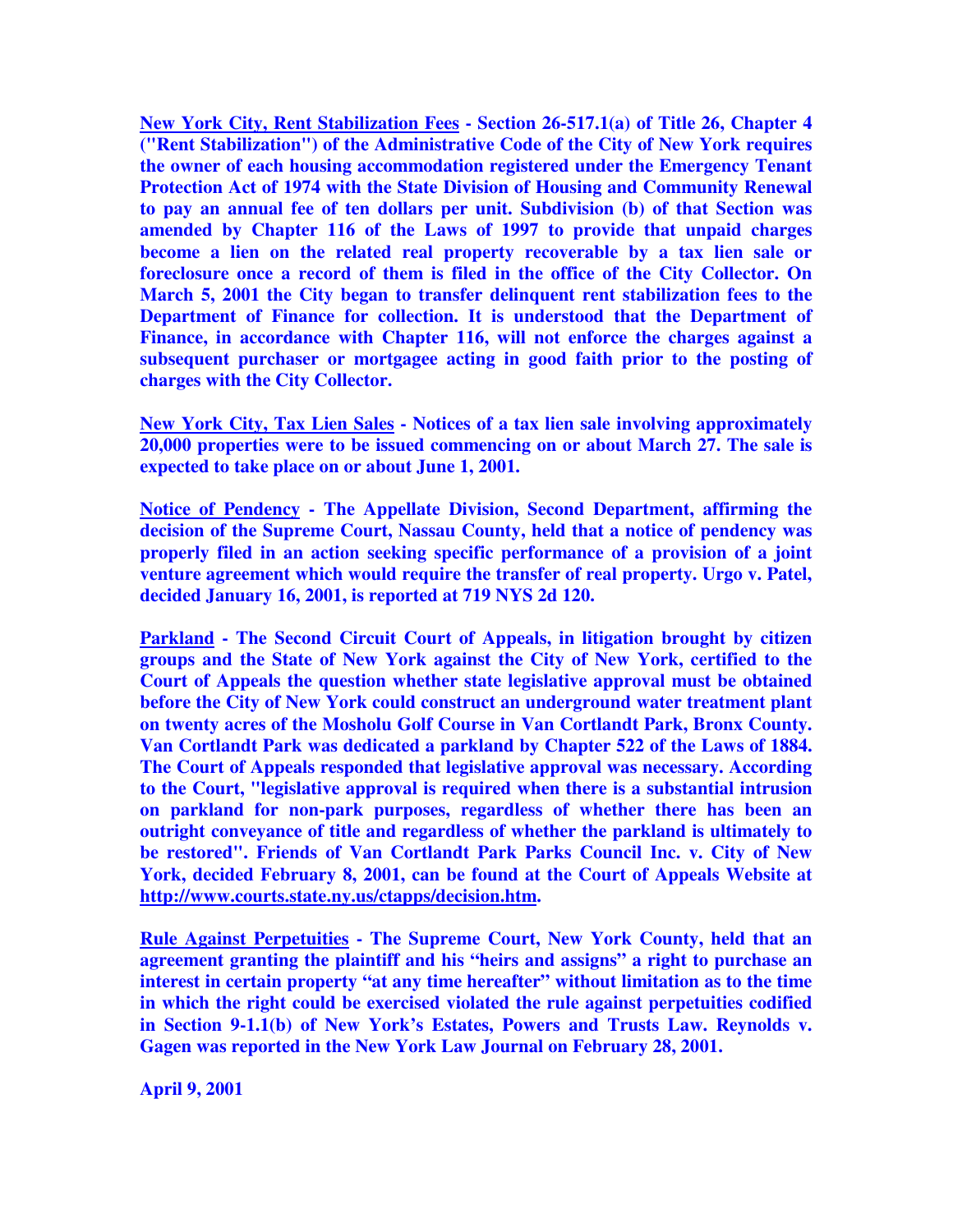**<u>New York City, Rent Stabilization Fees</u> - Section 26-517.1(a) of Title 26, Chapter 4 ("Rent Stabilization") of the Administrative Code of the City of New York requires the owner of each housing accommodation registered under the Emergency Tenant Protection Act of 1974 with the State Division of Housing and Community Renewal to pay an annual fee of ten dollars per unit. Subdivision (b) of that Section was amended by Chapter 116 of the Laws of 1997 to provide that unpaid charges become a lien on the related real property recoverable by a tax lien sale or foreclosure once a record of them is filed in the office of the City Collector. On March 5, 2001 the City began to transfer delinquent rent stabilization fees to the Department of Finance for collection. It is understood that the Department of Finance, in accordance with Chapter 116, will not enforce the charges against a subsequent purchaser or mortgagee acting in good faith prior to the posting of charges with the City Collector.**

**<u>New York City, Tax Lien Sales</u> - Notices of a tax lien sale involving approximately 20,000 properties were to be issued commencing on or about March 27. The sale is expected to take place on or about June 1, 2001.**

**<u>Notice of Pendency</u> - The Appellate Division, Second Department, affirming the decision of the Supreme Court, Nassau County, held that a notice of pendency was properly filed in an action seeking specific performance of a provision of a joint venture agreement which would require the transfer of real property. Urgo v. Patel, decided January 16, 2001, is reported at 719 NYS 2d 120.**

**<u>Parkland</u> - The Second Circuit Court of Appeals, in litigation brought by citizen groups and the State of New York against the City of New York, certified to the Court of Appeals the question whether state legislative approval must be obtained before the City of New York could construct an underground water treatment plant on twenty acres of the Mosholu Golf Course in Van Cortlandt Park, Bronx County. Van Cortlandt Park was dedicated a parkland by Chapter 522 of the Laws of 1884. The Court of Appeals responded that legislative approval was necessary. According to the Court, "legislative approval is required when there is a substantial intrusion on parkland for non-park purposes, regardless of whether there has been an outright conveyance of title and regardless of whether the parkland is ultimately to be restored". Friends of Van Cortlandt Park Parks Council Inc. v. City of New York, decided February 8, 2001, can be found at the Court of Appeals Website at <u>http://www.courts.state.ny.us/ctapps/decision.htm</u>.**

**<u>Rule Against Perpetuities</u> - The Supreme Court, New York County, held that an agreement granting the plaintiff and his "heirs and assigns" a right to purchase an interest in certain property "at any time hereafter" without limitation as to the time in which the right could be exercised violated the rule against perpetuities codified in Section 9-1.1(b) of New York's Estates, Powers and Trusts Law. Reynolds v. Gagen was reported in the New York Law Journal on February 28, 2001.**

**April 9, 2001**